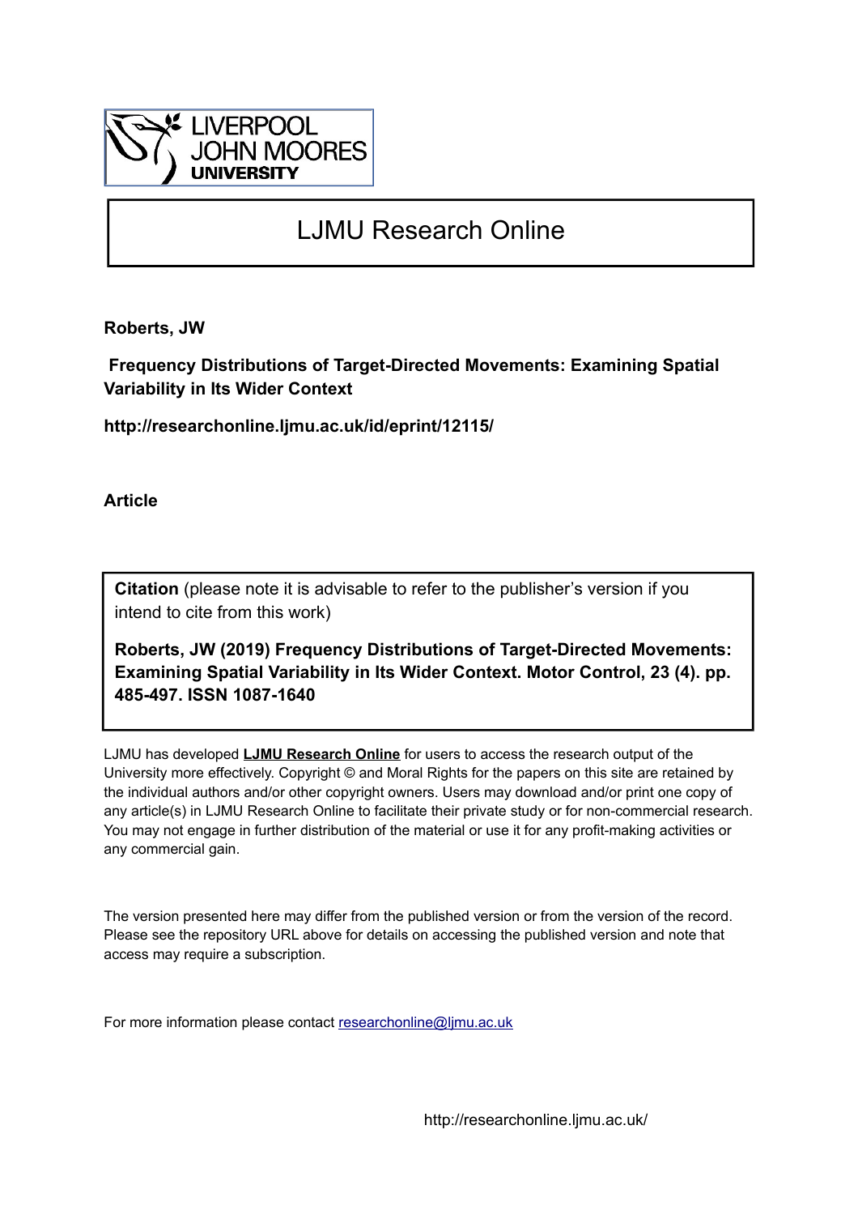LIVERPOOL JOHN MOORES UNIVERSITY

# LJMU Research Online

**Roberts, JW**

**Frequency Distributions of Target-Directed Movements: Examining Spatial Variability in Its Wider Context**

**http://researchonline.ljmu.ac.uk/id/eprint/12115/**

**Article**

**Citation** (please note it is advisable to refer to the publisher's version if you intend to cite from this work)

**Roberts, JW (2019) Frequency Distributions of Target-Directed Movements: Examining Spatial Variability in Its Wider Context. Motor Control, 23 (4). pp. 485-497. ISSN 1087-1640**

LJMU has developed **LJMU Research Online** for users to access the research output of the University more effectively. Copyright © and Moral Rights for the papers on this site are retained by the individual authors and/or other copyright owners. Users may download and/or print one copy of any article(s) in LJMU Research Online to facilitate their private study or for non-commercial research. You may not engage in further distribution of the material or use it for any profit-making activities or any commercial gain.

The version presented here may differ from the published version or from the version of the record. Please see the repository URL above for details on accessing the published version and note that access may require a subscription.

For more information please contact researchonline@ljmu.ac.uk

http://researchonline.ljmu.ac.uk/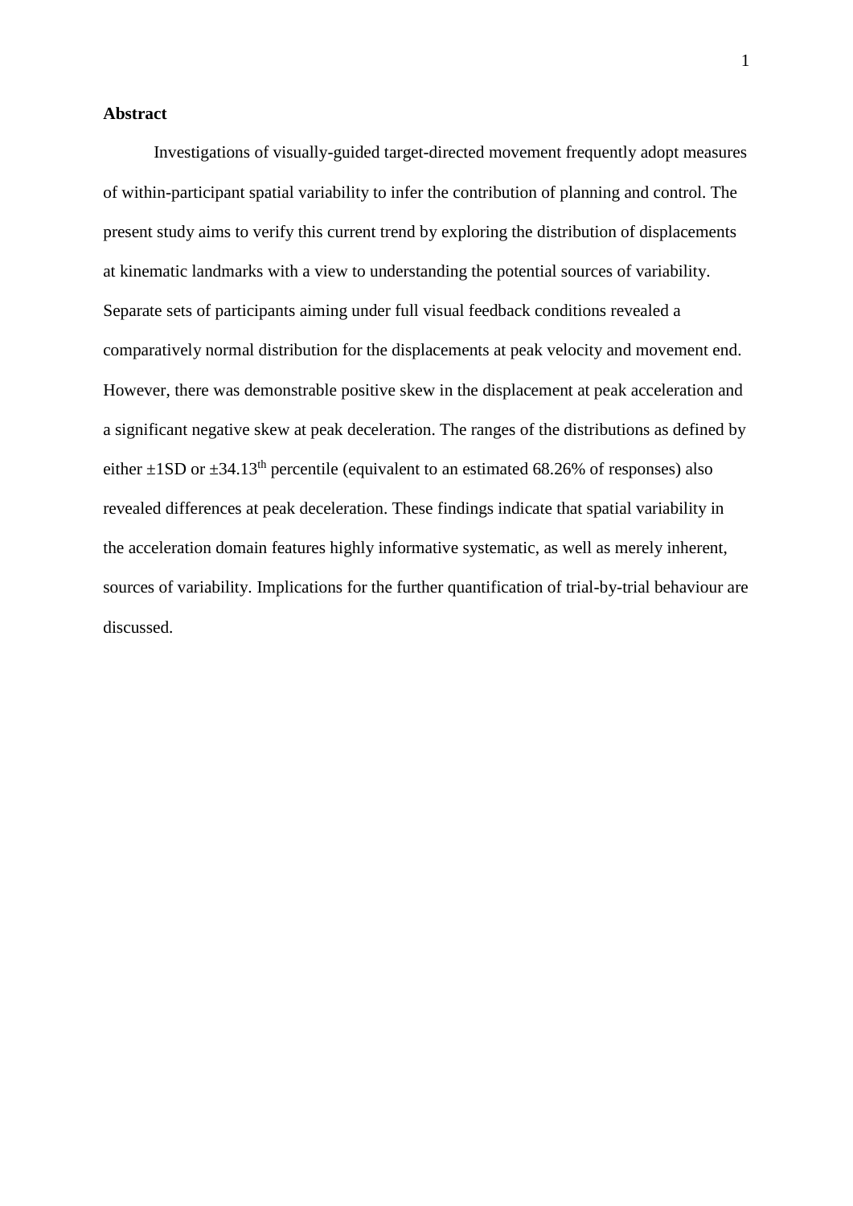**Abstract**

Investigations of visually-guided target-directed movement frequently adopt measures of within-participant spatial variability to infer the contribution of planning and control. The present study aims to verify this current trend by exploring the distribution of displacements at kinematic landmarks with a view to understanding the potential sources of variability. Separate sets of participants aiming under full visual feedback conditions revealed a comparatively normal distribution for the displacements at peak velocity and movement end. However, there was demonstrable positive skew in the displacement at peak acceleration and a significant negative skew at peak deceleration. The ranges of the distributions as defined by either ±1SD or ±34.13$^{th}$ percentile (equivalent to an estimated 68.26% of responses) also revealed differences at peak deceleration. These findings indicate that spatial variability in the acceleration domain features highly informative systematic, as well as merely inherent, sources of variability. Implications for the further quantification of trial-by-trial behaviour are discussed.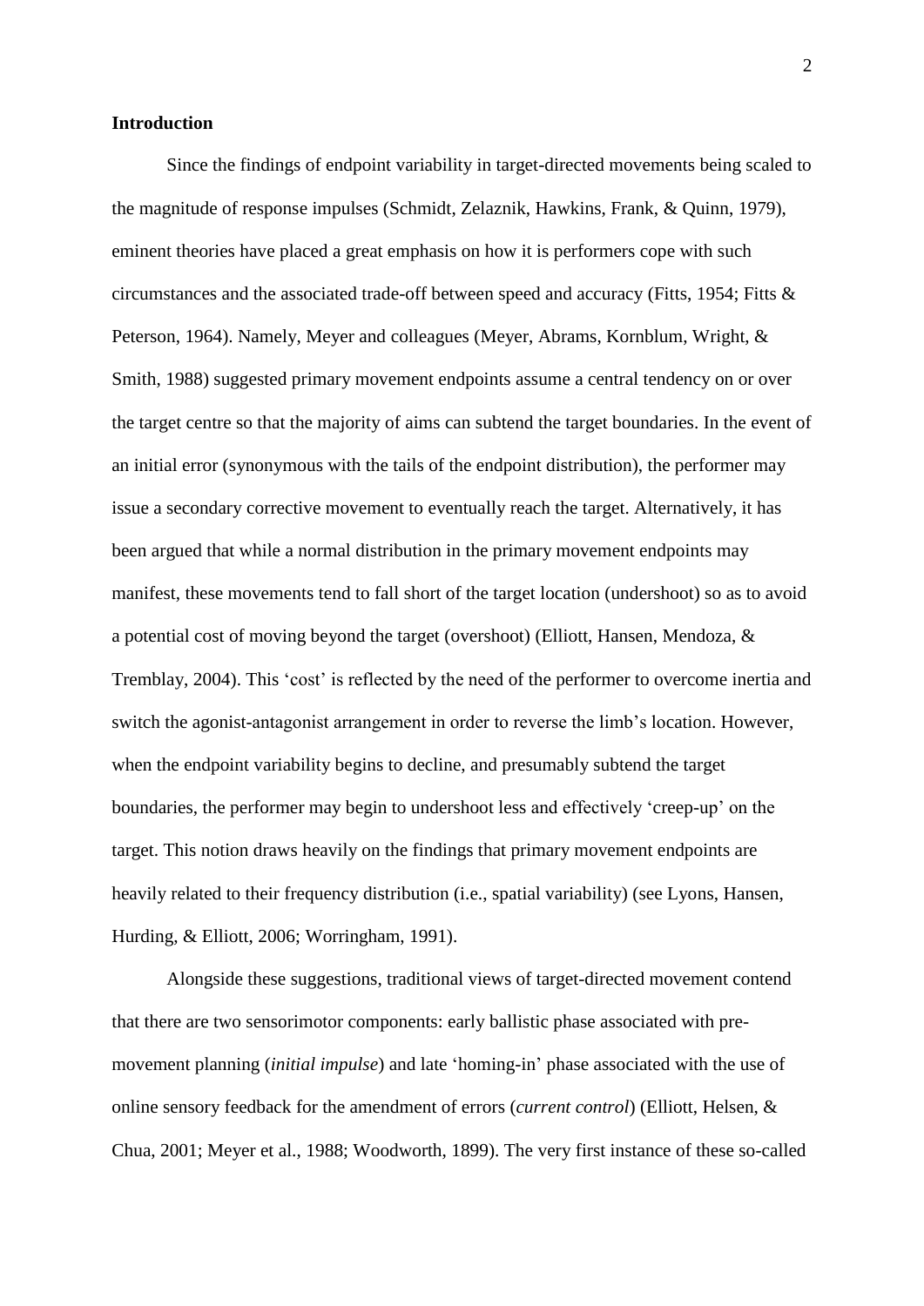## Introduction

Since the findings of endpoint variability in target-directed movements being scaled to the magnitude of response impulses (Schmidt, Zelaznik, Hawkins, Frank, & Quinn, 1979), eminent theories have placed a great emphasis on how it is performers cope with such circumstances and the associated trade-off between speed and accuracy (Fitts, 1954; Fitts & Peterson, 1964). Namely, Meyer and colleagues (Meyer, Abrams, Kornblum, Wright, & Smith, 1988) suggested primary movement endpoints assume a central tendency on or over the target centre so that the majority of aims can subtend the target boundaries. In the event of an initial error (synonymous with the tails of the endpoint distribution), the performer may issue a secondary corrective movement to eventually reach the target. Alternatively, it has been argued that while a normal distribution in the primary movement endpoints may manifest, these movements tend to fall short of the target location (undershoot) so as to avoid a potential cost of moving beyond the target (overshoot) (Elliott, Hansen, Mendoza, & Tremblay, 2004). This 'cost' is reflected by the need of the performer to overcome inertia and switch the agonist-antagonist arrangement in order to reverse the limb's location. However, when the endpoint variability begins to decline, and presumably subtend the target boundaries, the performer may begin to undershoot less and effectively 'creep-up' on the target. This notion draws heavily on the findings that primary movement endpoints are heavily related to their frequency distribution (i.e., spatial variability) (see Lyons, Hansen, Hurding, & Elliott, 2006; Worringham, 1991).

Alongside these suggestions, traditional views of target-directed movement contend that there are two sensorimotor components: early ballistic phase associated with pre-movement planning (*initial impulse*) and late 'homing-in' phase associated with the use of online sensory feedback for the amendment of errors (*current control*) (Elliott, Helsen, & Chua, 2001; Meyer et al., 1988; Woodworth, 1899). The very first instance of these so-called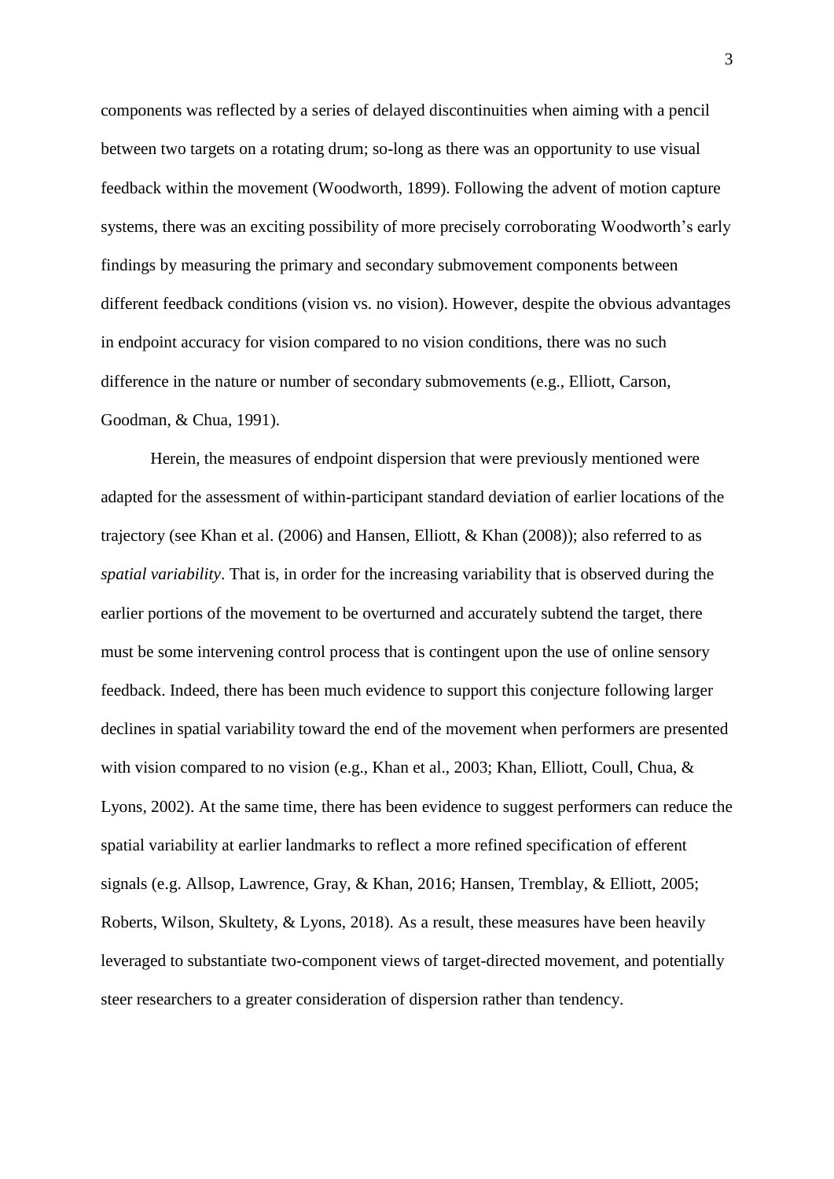components was reflected by a series of delayed discontinuities when aiming with a pencil between two targets on a rotating drum; so-long as there was an opportunity to use visual feedback within the movement (Woodworth, 1899). Following the advent of motion capture systems, there was an exciting possibility of more precisely corroborating Woodworth's early findings by measuring the primary and secondary submovement components between different feedback conditions (vision vs. no vision). However, despite the obvious advantages in endpoint accuracy for vision compared to no vision conditions, there was no such difference in the nature or number of secondary submovements (e.g., Elliott, Carson, Goodman, & Chua, 1991).

Herein, the measures of endpoint dispersion that were previously mentioned were adapted for the assessment of within-participant standard deviation of earlier locations of the trajectory (see Khan et al. (2006) and Hansen, Elliott, & Khan (2008)); also referred to as *spatial variability*. That is, in order for the increasing variability that is observed during the earlier portions of the movement to be overturned and accurately subtend the target, there must be some intervening control process that is contingent upon the use of online sensory feedback. Indeed, there has been much evidence to support this conjecture following larger declines in spatial variability toward the end of the movement when performers are presented with vision compared to no vision (e.g., Khan et al., 2003; Khan, Elliott, Coull, Chua, & Lyons, 2002). At the same time, there has been evidence to suggest performers can reduce the spatial variability at earlier landmarks to reflect a more refined specification of efferent signals (e.g. Allsop, Lawrence, Gray, & Khan, 2016; Hansen, Tremblay, & Elliott, 2005; Roberts, Wilson, Skultety, & Lyons, 2018). As a result, these measures have been heavily leveraged to substantiate two-component views of target-directed movement, and potentially steer researchers to a greater consideration of dispersion rather than tendency.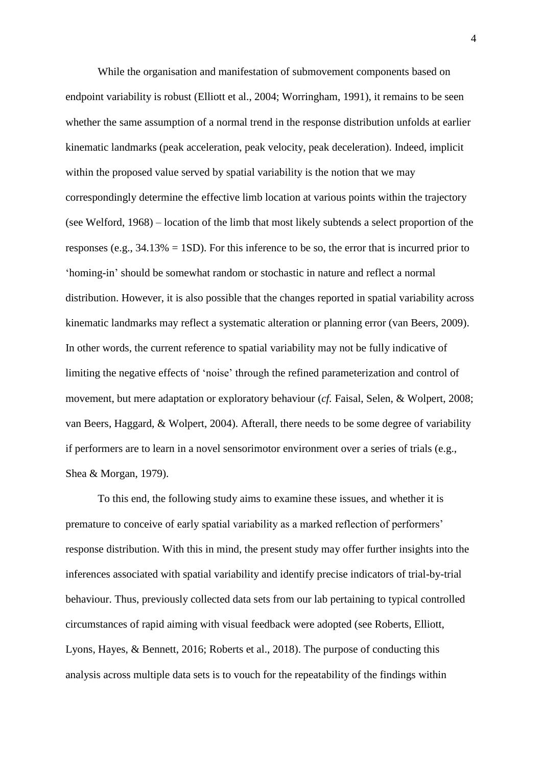While the organisation and manifestation of submovement components based on endpoint variability is robust (Elliott et al., 2004; Worringham, 1991), it remains to be seen whether the same assumption of a normal trend in the response distribution unfolds at earlier kinematic landmarks (peak acceleration, peak velocity, peak deceleration). Indeed, implicit within the proposed value served by spatial variability is the notion that we may correspondingly determine the effective limb location at various points within the trajectory (see Welford, 1968) – location of the limb that most likely subtends a select proportion of the responses (e.g., 34.13% = 1SD). For this inference to be so, the error that is incurred prior to 'homing-in' should be somewhat random or stochastic in nature and reflect a normal distribution. However, it is also possible that the changes reported in spatial variability across kinematic landmarks may reflect a systematic alteration or planning error (van Beers, 2009). In other words, the current reference to spatial variability may not be fully indicative of limiting the negative effects of 'noise' through the refined parameterization and control of movement, but mere adaptation or exploratory behaviour (*cf.* Faisal, Selen, & Wolpert, 2008; van Beers, Haggard, & Wolpert, 2004). Afterall, there needs to be some degree of variability if performers are to learn in a novel sensorimotor environment over a series of trials (e.g., Shea & Morgan, 1979).

To this end, the following study aims to examine these issues, and whether it is premature to conceive of early spatial variability as a marked reflection of performers' response distribution. With this in mind, the present study may offer further insights into the inferences associated with spatial variability and identify precise indicators of trial-by-trial behaviour. Thus, previously collected data sets from our lab pertaining to typical controlled circumstances of rapid aiming with visual feedback were adopted (see Roberts, Elliott, Lyons, Hayes, & Bennett, 2016; Roberts et al., 2018). The purpose of conducting this analysis across multiple data sets is to vouch for the repeatability of the findings within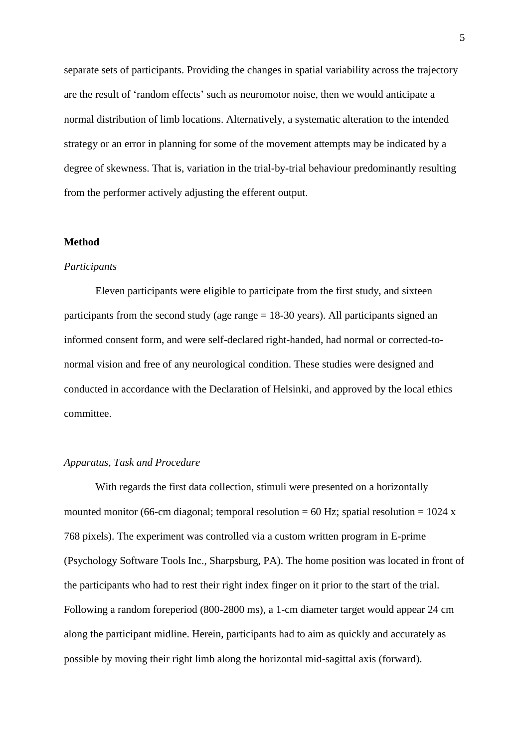separate sets of participants. Providing the changes in spatial variability across the trajectory are the result of 'random effects' such as neuromotor noise, then we would anticipate a normal distribution of limb locations. Alternatively, a systematic alteration to the intended strategy or an error in planning for some of the movement attempts may be indicated by a degree of skewness. That is, variation in the trial-by-trial behaviour predominantly resulting from the performer actively adjusting the efferent output.

## Method

### *Participants*

Eleven participants were eligible to participate from the first study, and sixteen participants from the second study (age range = 18-30 years). All participants signed an informed consent form, and were self-declared right-handed, had normal or corrected-to-normal vision and free of any neurological condition. These studies were designed and conducted in accordance with the Declaration of Helsinki, and approved by the local ethics committee.

### *Apparatus, Task and Procedure*

With regards the first data collection, stimuli were presented on a horizontally mounted monitor (66-cm diagonal; temporal resolution = 60 Hz; spatial resolution = 1024 x 768 pixels). The experiment was controlled via a custom written program in E-prime (Psychology Software Tools Inc., Sharpsburg, PA). The home position was located in front of the participants who had to rest their right index finger on it prior to the start of the trial. Following a random foreperiod (800-2800 ms), a 1-cm diameter target would appear 24 cm along the participant midline. Herein, participants had to aim as quickly and accurately as possible by moving their right limb along the horizontal mid-sagittal axis (forward).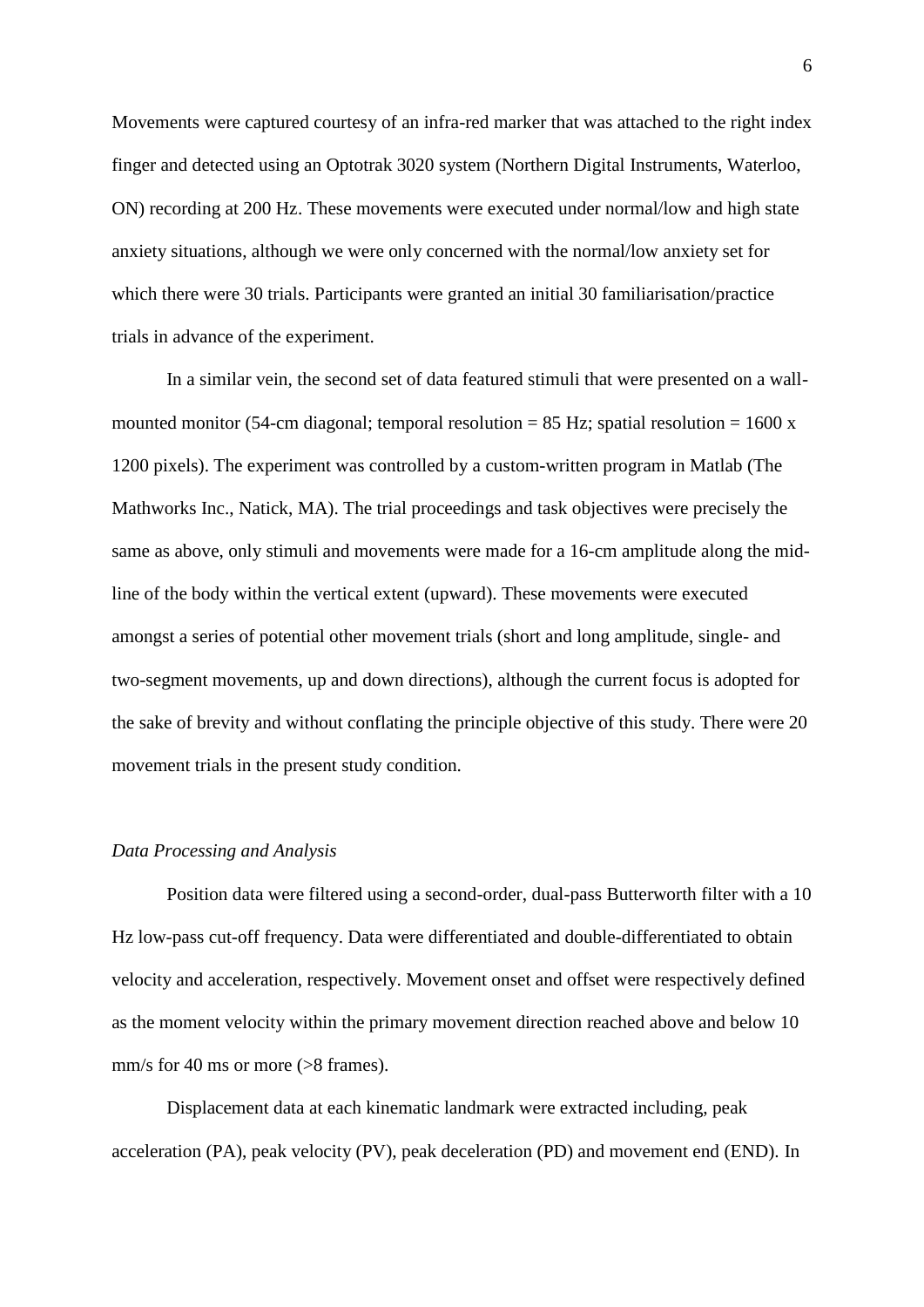Movements were captured courtesy of an infra-red marker that was attached to the right index finger and detected using an Optotrak 3020 system (Northern Digital Instruments, Waterloo, ON) recording at 200 Hz. These movements were executed under normal/low and high state anxiety situations, although we were only concerned with the normal/low anxiety set for which there were 30 trials. Participants were granted an initial 30 familiarisation/practice trials in advance of the experiment.

In a similar vein, the second set of data featured stimuli that were presented on a wall-mounted monitor (54-cm diagonal; temporal resolution = 85 Hz; spatial resolution = 1600 x 1200 pixels). The experiment was controlled by a custom-written program in Matlab (The Mathworks Inc., Natick, MA). The trial proceedings and task objectives were precisely the same as above, only stimuli and movements were made for a 16-cm amplitude along the mid-line of the body within the vertical extent (upward). These movements were executed amongst a series of potential other movement trials (short and long amplitude, single- and two-segment movements, up and down directions), although the current focus is adopted for the sake of brevity and without conflating the principle objective of this study. There were 20 movement trials in the present study condition.

### *Data Processing and Analysis*

Position data were filtered using a second-order, dual-pass Butterworth filter with a 10 Hz low-pass cut-off frequency. Data were differentiated and double-differentiated to obtain velocity and acceleration, respectively. Movement onset and offset were respectively defined as the moment velocity within the primary movement direction reached above and below 10 mm/s for 40 ms or more (>8 frames).

Displacement data at each kinematic landmark were extracted including, peak acceleration (PA), peak velocity (PV), peak deceleration (PD) and movement end (END). In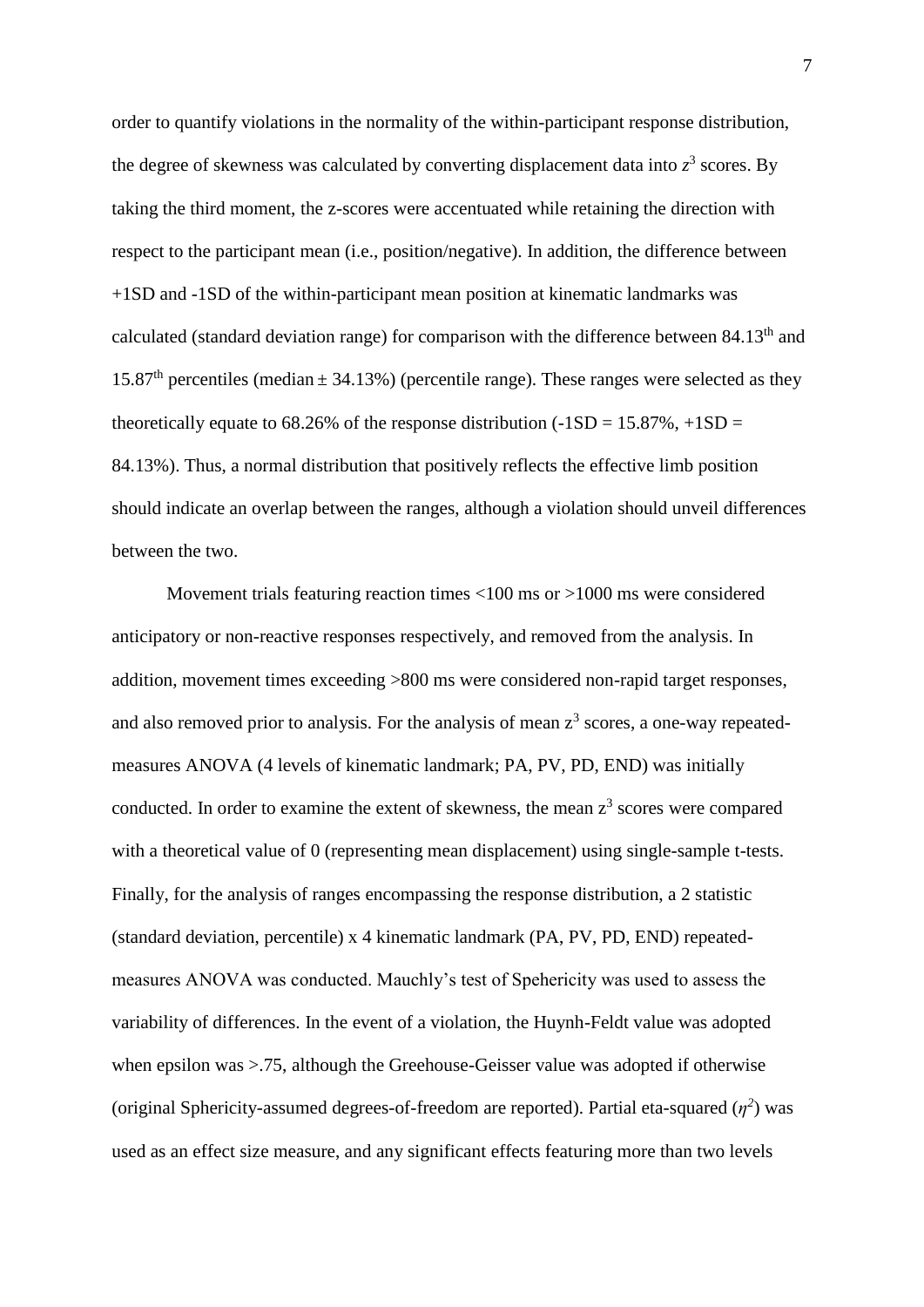order to quantify violations in the normality of the within-participant response distribution, the degree of skewness was calculated by converting displacement data into $z^3$ scores. By taking the third moment, the z-scores were accentuated while retaining the direction with respect to the participant mean (i.e., position/negative). In addition, the difference between +1SD and -1SD of the within-participant mean position at kinematic landmarks was calculated (standard deviation range) for comparison with the difference between 84.13th and 15.87th percentiles (median ± 34.13%) (percentile range). These ranges were selected as they theoretically equate to 68.26% of the response distribution (-1SD = 15.87%, +1SD = 84.13%). Thus, a normal distribution that positively reflects the effective limb position should indicate an overlap between the ranges, although a violation should unveil differences between the two.

Movement trials featuring reaction times <100 ms or >1000 ms were considered anticipatory or non-reactive responses respectively, and removed from the analysis. In addition, movement times exceeding >800 ms were considered non-rapid target responses, and also removed prior to analysis. For the analysis of mean $z^3$ scores, a one-way repeated-measures ANOVA (4 levels of kinematic landmark; PA, PV, PD, END) was initially conducted. In order to examine the extent of skewness, the mean $z^3$ scores were compared with a theoretical value of 0 (representing mean displacement) using single-sample t-tests. Finally, for the analysis of ranges encompassing the response distribution, a 2 statistic (standard deviation, percentile) x 4 kinematic landmark (PA, PV, PD, END) repeated-measures ANOVA was conducted. Mauchly's test of Spehericity was used to assess the variability of differences. In the event of a violation, the Huynh-Feldt value was adopted when epsilon was >.75, although the Greehouse-Geisser value was adopted if otherwise (original Sphericity-assumed degrees-of-freedom are reported). Partial eta-squared ($\eta^2$) was used as an effect size measure, and any significant effects featuring more than two levels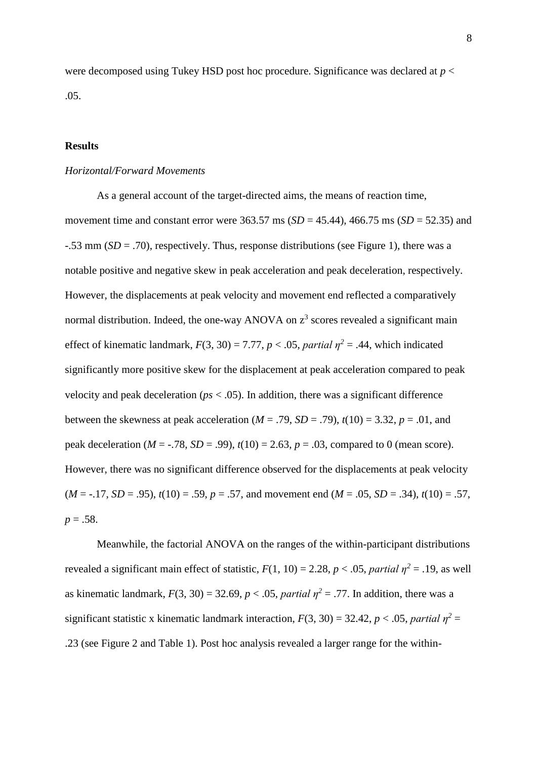were decomposed using Tukey HSD post hoc procedure. Significance was declared at $p < .05$.

## Results

### *Horizontal/Forward Movements*

As a general account of the target-directed aims, the means of reaction time, movement time and constant error were 363.57 ms ($SD$ = 45.44), 466.75 ms ($SD$ = 52.35) and -.53 mm ($SD$ = .70), respectively. Thus, response distributions (see Figure 1), there was a notable positive and negative skew in peak acceleration and peak deceleration, respectively. However, the displacements at peak velocity and movement end reflected a comparatively normal distribution. Indeed, the one-way ANOVA on $z^3$ scores revealed a significant main effect of kinematic landmark, $F(3, 30) = 7.77$, $p < .05$, *partial* $\eta^2 = .44$, which indicated significantly more positive skew for the displacement at peak acceleration compared to peak velocity and peak deceleration ($ps < .05$). In addition, there was a significant difference between the skewness at peak acceleration ($M = .79$, $SD = .79$), $t(10) = 3.32$, $p = .01$, and peak deceleration ($M = -.78$, $SD = .99$), $t(10) = 2.63$, $p = .03$, compared to 0 (mean score). However, there was no significant difference observed for the displacements at peak velocity ($M = -.17$, $SD = .95$), $t(10) = .59$, $p = .57$, and movement end ($M = .05$, $SD = .34$), $t(10) = .57$, $p = .58$.

Meanwhile, the factorial ANOVA on the ranges of the within-participant distributions revealed a significant main effect of statistic, $F(1, 10) = 2.28$, $p < .05$, *partial* $\eta^2 = .19$, as well as kinematic landmark, $F(3, 30) = 32.69$, $p < .05$, *partial* $\eta^2 = .77$. In addition, there was a significant statistic x kinematic landmark interaction, $F(3, 30) = 32.42$, $p < .05$, *partial* $\eta^2 = .23$ (see Figure 2 and Table 1). Post hoc analysis revealed a larger range for the within-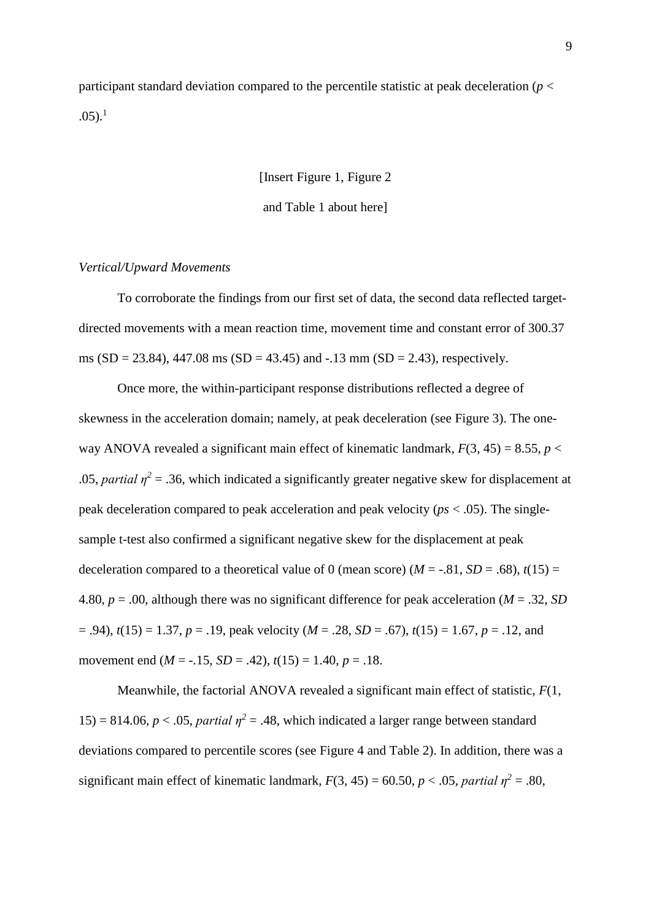participant standard deviation compared to the percentile statistic at peak deceleration ($p < .05$).[1]

[Insert Figure 1, Figure 2

and Table 1 about here]

*Vertical/Upward Movements*

To corroborate the findings from our first set of data, the second data reflected target-directed movements with a mean reaction time, movement time and constant error of 300.37 ms (SD = 23.84), 447.08 ms (SD = 43.45) and -.13 mm (SD = 2.43), respectively.

Once more, the within-participant response distributions reflected a degree of skewness in the acceleration domain; namely, at peak deceleration (see Figure 3). The one-way ANOVA revealed a significant main effect of kinematic landmark, $F(3, 45) = 8.55$, $p < .05$, *partial* $\eta^2 = .36$, which indicated a significantly greater negative skew for displacement at peak deceleration compared to peak acceleration and peak velocity (*ps* < .05). The single-sample t-test also confirmed a significant negative skew for the displacement at peak deceleration compared to a theoretical value of 0 (mean score) ($M = -.81$, $SD = .68$), $t(15) = 4.80$, $p = .00$, although there was no significant difference for peak acceleration ($M = .32$, $SD = .94$), $t(15) = 1.37$, $p = .19$, peak velocity ($M = .28$, $SD = .67$), $t(15) = 1.67$, $p = .12$, and movement end ($M = -.15$, $SD = .42$), $t(15) = 1.40$, $p = .18$.

Meanwhile, the factorial ANOVA revealed a significant main effect of statistic, $F(1, 15) = 814.06$, $p < .05$, *partial* $\eta^2 = .48$, which indicated a larger range between standard deviations compared to percentile scores (see Figure 4 and Table 2). In addition, there was a significant main effect of kinematic landmark, $F(3, 45) = 60.50$, $p < .05$, *partial* $\eta^2 = .80$,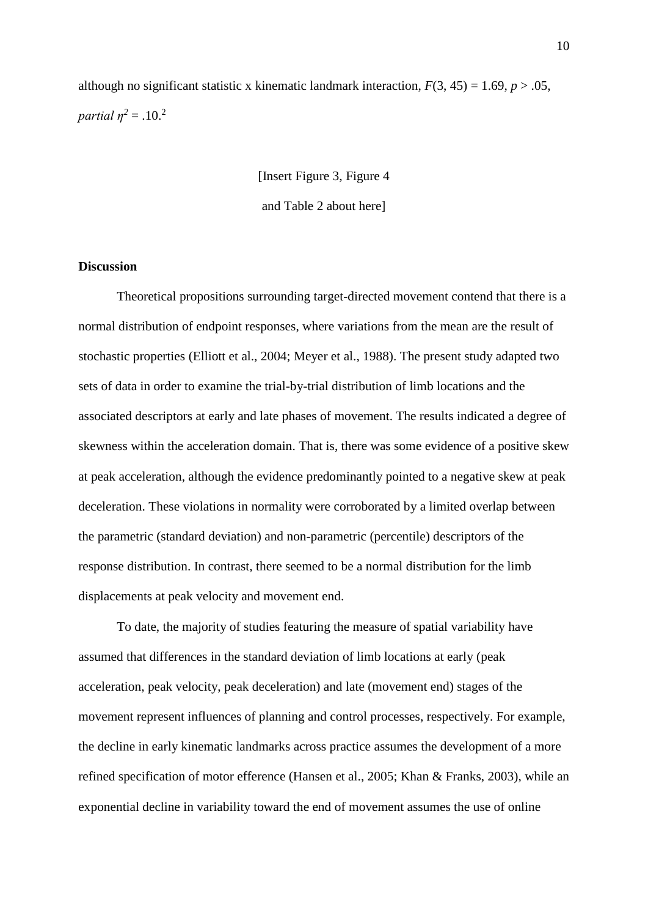although no significant statistic x kinematic landmark interaction, $F(3, 45) = 1.69$, $p > .05$, *partial* $\eta^2 = .10$.[2]

[Insert Figure 3, Figure 4

and Table 2 about here]

## Discussion

Theoretical propositions surrounding target-directed movement contend that there is a normal distribution of endpoint responses, where variations from the mean are the result of stochastic properties (Elliott et al., 2004; Meyer et al., 1988). The present study adapted two sets of data in order to examine the trial-by-trial distribution of limb locations and the associated descriptors at early and late phases of movement. The results indicated a degree of skewness within the acceleration domain. That is, there was some evidence of a positive skew at peak acceleration, although the evidence predominantly pointed to a negative skew at peak deceleration. These violations in normality were corroborated by a limited overlap between the parametric (standard deviation) and non-parametric (percentile) descriptors of the response distribution. In contrast, there seemed to be a normal distribution for the limb displacements at peak velocity and movement end.

To date, the majority of studies featuring the measure of spatial variability have assumed that differences in the standard deviation of limb locations at early (peak acceleration, peak velocity, peak deceleration) and late (movement end) stages of the movement represent influences of planning and control processes, respectively. For example, the decline in early kinematic landmarks across practice assumes the development of a more refined specification of motor efference (Hansen et al., 2005; Khan & Franks, 2003), while an exponential decline in variability toward the end of movement assumes the use of online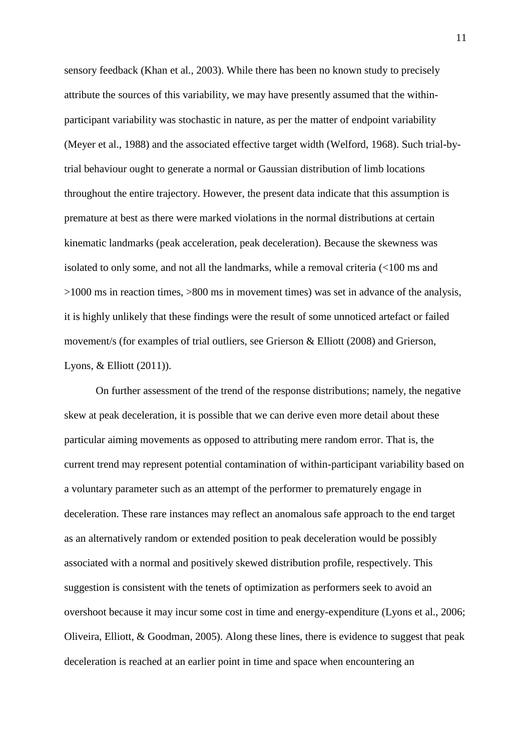sensory feedback (Khan et al., 2003). While there has been no known study to precisely attribute the sources of this variability, we may have presently assumed that the within-participant variability was stochastic in nature, as per the matter of endpoint variability (Meyer et al., 1988) and the associated effective target width (Welford, 1968). Such trial-by-trial behaviour ought to generate a normal or Gaussian distribution of limb locations throughout the entire trajectory. However, the present data indicate that this assumption is premature at best as there were marked violations in the normal distributions at certain kinematic landmarks (peak acceleration, peak deceleration). Because the skewness was isolated to only some, and not all the landmarks, while a removal criteria (<100 ms and >1000 ms in reaction times, >800 ms in movement times) was set in advance of the analysis, it is highly unlikely that these findings were the result of some unnoticed artefact or failed movement/s (for examples of trial outliers, see Grierson & Elliott (2008) and Grierson, Lyons, & Elliott (2011)).

On further assessment of the trend of the response distributions; namely, the negative skew at peak deceleration, it is possible that we can derive even more detail about these particular aiming movements as opposed to attributing mere random error. That is, the current trend may represent potential contamination of within-participant variability based on a voluntary parameter such as an attempt of the performer to prematurely engage in deceleration. These rare instances may reflect an anomalous safe approach to the end target as an alternatively random or extended position to peak deceleration would be possibly associated with a normal and positively skewed distribution profile, respectively. This suggestion is consistent with the tenets of optimization as performers seek to avoid an overshoot because it may incur some cost in time and energy-expenditure (Lyons et al., 2006; Oliveira, Elliott, & Goodman, 2005). Along these lines, there is evidence to suggest that peak deceleration is reached at an earlier point in time and space when encountering an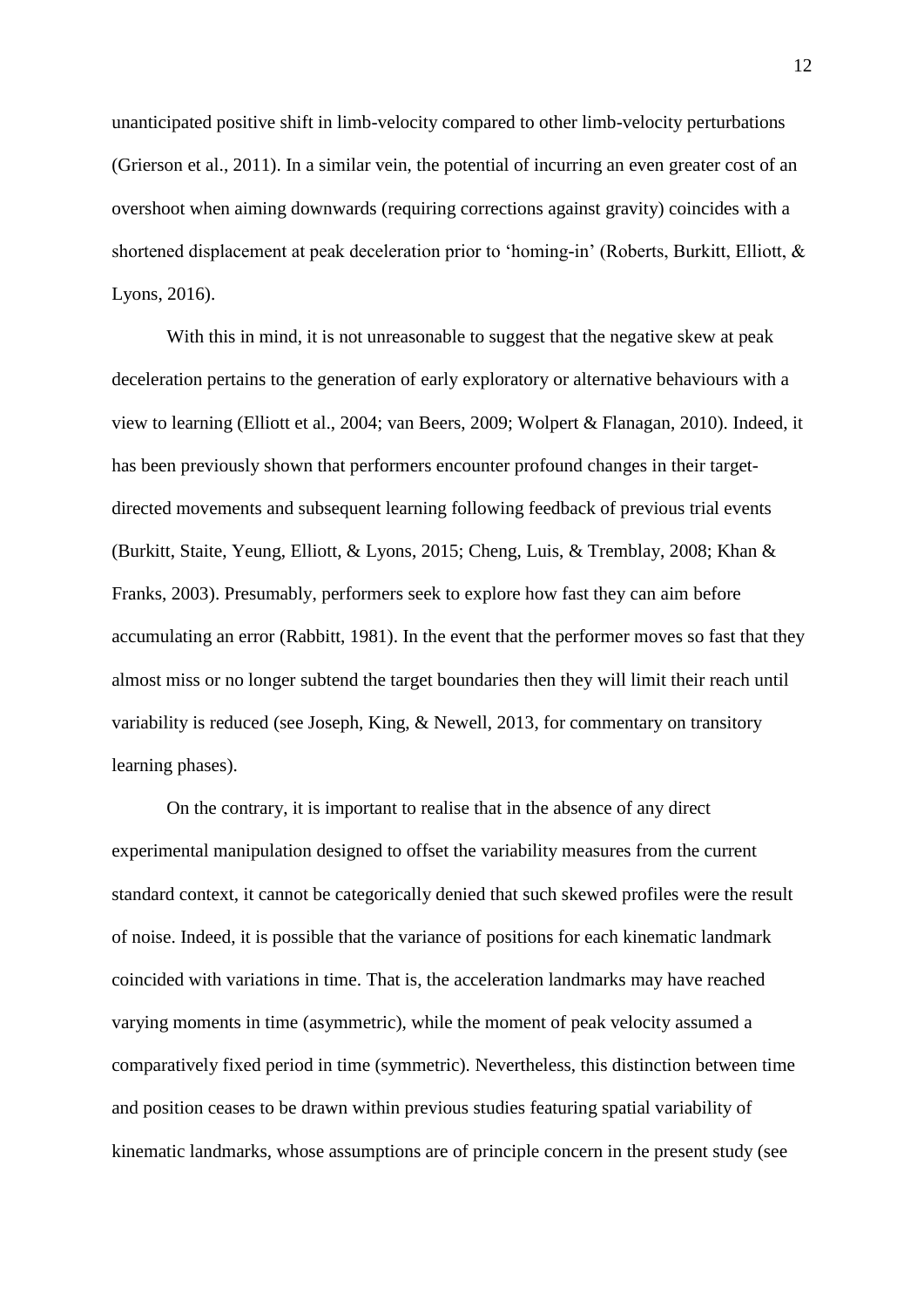unanticipated positive shift in limb-velocity compared to other limb-velocity perturbations (Grierson et al., 2011). In a similar vein, the potential of incurring an even greater cost of an overshoot when aiming downwards (requiring corrections against gravity) coincides with a shortened displacement at peak deceleration prior to 'homing-in' (Roberts, Burkitt, Elliott, & Lyons, 2016).

With this in mind, it is not unreasonable to suggest that the negative skew at peak deceleration pertains to the generation of early exploratory or alternative behaviours with a view to learning (Elliott et al., 2004; van Beers, 2009; Wolpert & Flanagan, 2010). Indeed, it has been previously shown that performers encounter profound changes in their target-directed movements and subsequent learning following feedback of previous trial events (Burkitt, Staite, Yeung, Elliott, & Lyons, 2015; Cheng, Luis, & Tremblay, 2008; Khan & Franks, 2003). Presumably, performers seek to explore how fast they can aim before accumulating an error (Rabbitt, 1981). In the event that the performer moves so fast that they almost miss or no longer subtend the target boundaries then they will limit their reach until variability is reduced (see Joseph, King, & Newell, 2013, for commentary on transitory learning phases).

On the contrary, it is important to realise that in the absence of any direct experimental manipulation designed to offset the variability measures from the current standard context, it cannot be categorically denied that such skewed profiles were the result of noise. Indeed, it is possible that the variance of positions for each kinematic landmark coincided with variations in time. That is, the acceleration landmarks may have reached varying moments in time (asymmetric), while the moment of peak velocity assumed a comparatively fixed period in time (symmetric). Nevertheless, this distinction between time and position ceases to be drawn within previous studies featuring spatial variability of kinematic landmarks, whose assumptions are of principle concern in the present study (see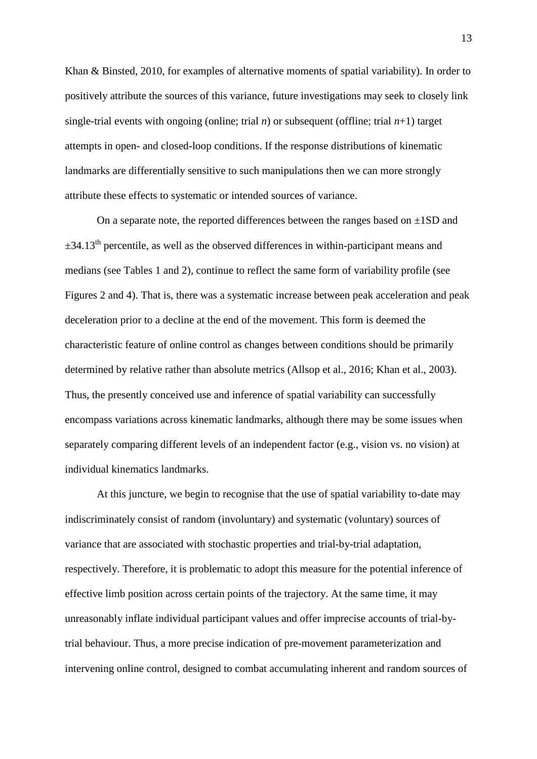Khan & Binsted, 2010, for examples of alternative moments of spatial variability). In order to positively attribute the sources of this variance, future investigations may seek to closely link single-trial events with ongoing (online; trial *n*) or subsequent (offline; trial *n*+1) target attempts in open- and closed-loop conditions. If the response distributions of kinematic landmarks are differentially sensitive to such manipulations then we can more strongly attribute these effects to systematic or intended sources of variance.

On a separate note, the reported differences between the ranges based on ±1SD and ±34.13$^{th}$ percentile, as well as the observed differences in within-participant means and medians (see Tables 1 and 2), continue to reflect the same form of variability profile (see Figures 2 and 4). That is, there was a systematic increase between peak acceleration and peak deceleration prior to a decline at the end of the movement. This form is deemed the characteristic feature of online control as changes between conditions should be primarily determined by relative rather than absolute metrics (Allsop et al., 2016; Khan et al., 2003). Thus, the presently conceived use and inference of spatial variability can successfully encompass variations across kinematic landmarks, although there may be some issues when separately comparing different levels of an independent factor (e.g., vision vs. no vision) at individual kinematics landmarks.

At this juncture, we begin to recognise that the use of spatial variability to-date may indiscriminately consist of random (involuntary) and systematic (voluntary) sources of variance that are associated with stochastic properties and trial-by-trial adaptation, respectively. Therefore, it is problematic to adopt this measure for the potential inference of effective limb position across certain points of the trajectory. At the same time, it may unreasonably inflate individual participant values and offer imprecise accounts of trial-by-trial behaviour. Thus, a more precise indication of pre-movement parameterization and intervening online control, designed to combat accumulating inherent and random sources of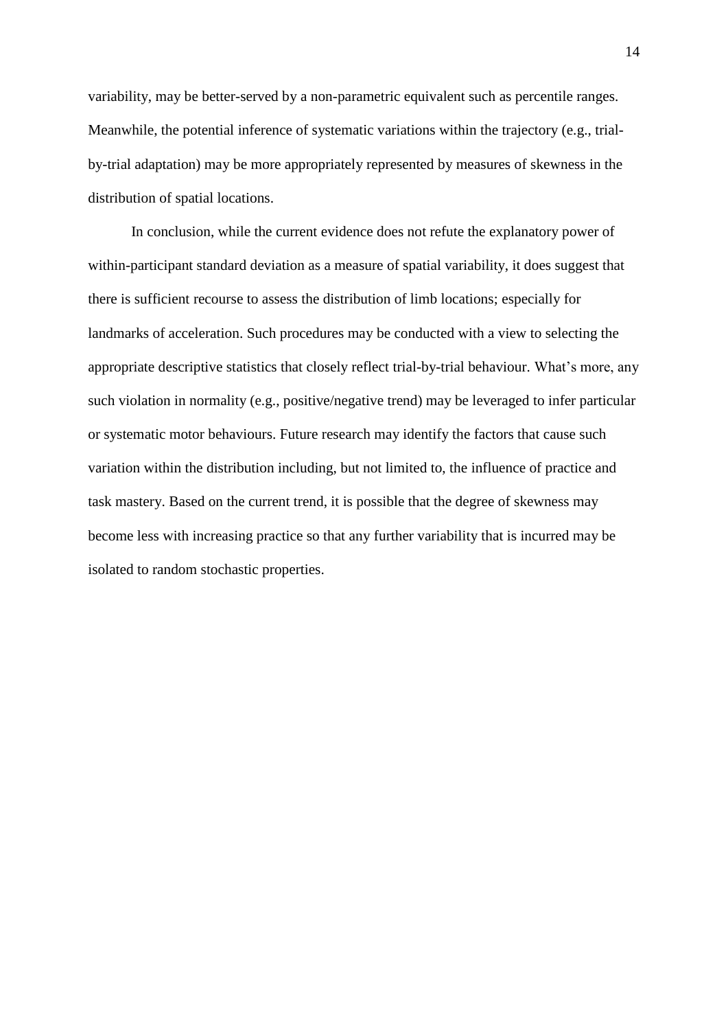variability, may be better-served by a non-parametric equivalent such as percentile ranges. Meanwhile, the potential inference of systematic variations within the trajectory (e.g., trial-by-trial adaptation) may be more appropriately represented by measures of skewness in the distribution of spatial locations.

In conclusion, while the current evidence does not refute the explanatory power of within-participant standard deviation as a measure of spatial variability, it does suggest that there is sufficient recourse to assess the distribution of limb locations; especially for landmarks of acceleration. Such procedures may be conducted with a view to selecting the appropriate descriptive statistics that closely reflect trial-by-trial behaviour. What's more, any such violation in normality (e.g., positive/negative trend) may be leveraged to infer particular or systematic motor behaviours. Future research may identify the factors that cause such variation within the distribution including, but not limited to, the influence of practice and task mastery. Based on the current trend, it is possible that the degree of skewness may become less with increasing practice so that any further variability that is incurred may be isolated to random stochastic properties.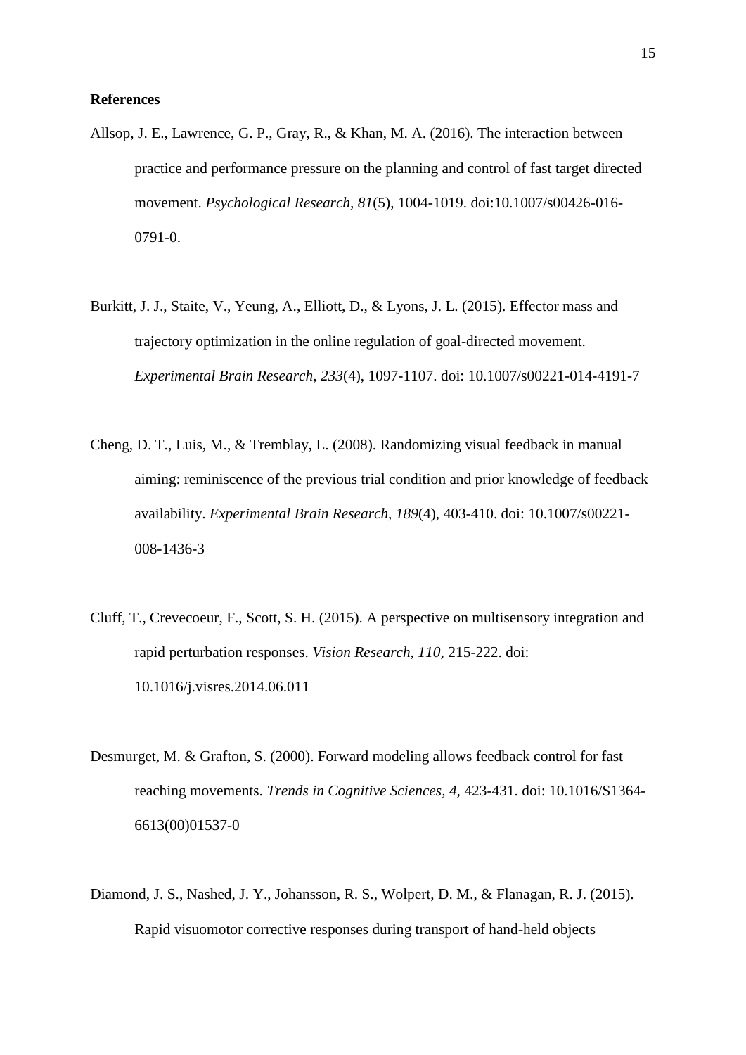**References**

Allsop, J. E., Lawrence, G. P., Gray, R., & Khan, M. A. (2016). The interaction between practice and performance pressure on the planning and control of fast target directed movement. *Psychological Research, 81*(5), 1004-1019. doi:10.1007/s00426-016-0791-0.

Burkitt, J. J., Staite, V., Yeung, A., Elliott, D., & Lyons, J. L. (2015). Effector mass and trajectory optimization in the online regulation of goal-directed movement. *Experimental Brain Research, 233*(4), 1097-1107. doi: 10.1007/s00221-014-4191-7

Cheng, D. T., Luis, M., & Tremblay, L. (2008). Randomizing visual feedback in manual aiming: reminiscence of the previous trial condition and prior knowledge of feedback availability. *Experimental Brain Research, 189*(4), 403-410. doi: 10.1007/s00221-008-1436-3

Cluff, T., Crevecoeur, F., Scott, S. H. (2015). A perspective on multisensory integration and rapid perturbation responses. *Vision Research, 110,* 215-222. doi: 10.1016/j.visres.2014.06.011

Desmurget, M. & Grafton, S. (2000). Forward modeling allows feedback control for fast reaching movements. *Trends in Cognitive Sciences, 4,* 423-431. doi: 10.1016/S1364-6613(00)01537-0

Diamond, J. S., Nashed, J. Y., Johansson, R. S., Wolpert, D. M., & Flanagan, R. J. (2015). Rapid visuomotor corrective responses during transport of hand-held objects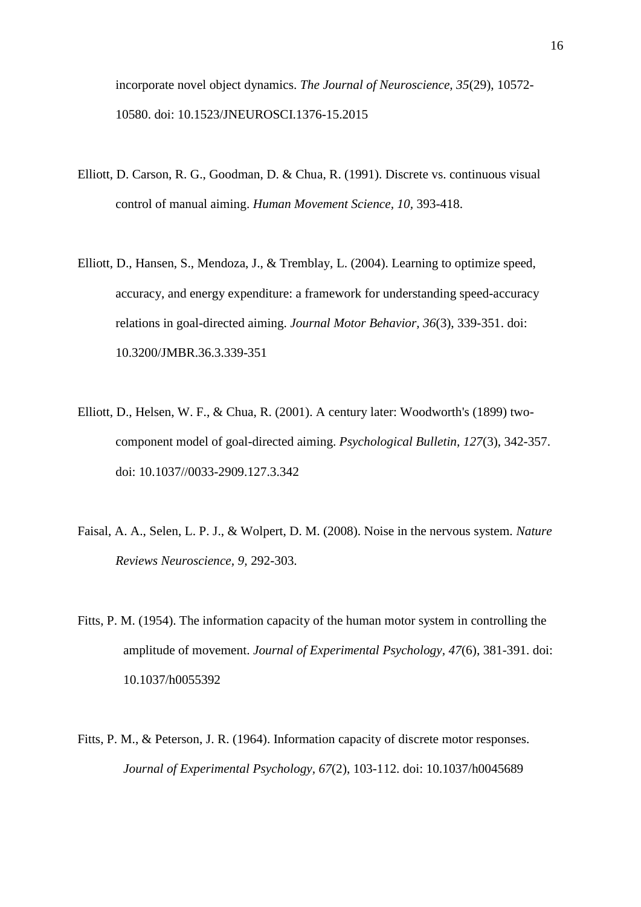incorporate novel object dynamics. *The Journal of Neuroscience, 35*(29), 10572-10580. doi: 10.1523/JNEUROSCI.1376-15.2015

Elliott, D. Carson, R. G., Goodman, D. & Chua, R. (1991). Discrete vs. continuous visual control of manual aiming. *Human Movement Science, 10*, 393-418.

Elliott, D., Hansen, S., Mendoza, J., & Tremblay, L. (2004). Learning to optimize speed, accuracy, and energy expenditure: a framework for understanding speed-accuracy relations in goal-directed aiming. *Journal Motor Behavior, 36*(3), 339-351. doi: 10.3200/JMBR.36.3.339-351

Elliott, D., Helsen, W. F., & Chua, R. (2001). A century later: Woodworth's (1899) two-component model of goal-directed aiming. *Psychological Bulletin, 127*(3), 342-357. doi: 10.1037//0033-2909.127.3.342

Faisal, A. A., Selen, L. P. J., & Wolpert, D. M. (2008). Noise in the nervous system. *Nature Reviews Neuroscience, 9*, 292-303.

Fitts, P. M. (1954). The information capacity of the human motor system in controlling the amplitude of movement. *Journal of Experimental Psychology, 47*(6), 381-391. doi: 10.1037/h0055392

Fitts, P. M., & Peterson, J. R. (1964). Information capacity of discrete motor responses. *Journal of Experimental Psychology*, *67*(2), 103-112. doi: 10.1037/h0045689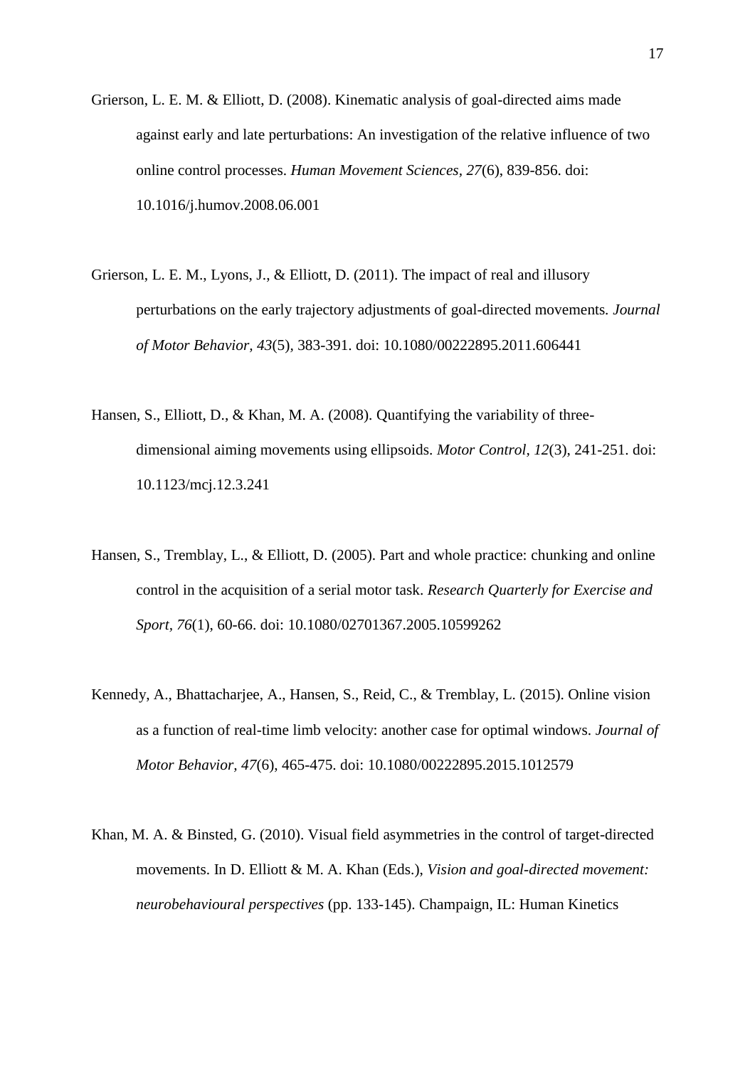Grierson, L. E. M. & Elliott, D. (2008). Kinematic analysis of goal-directed aims made against early and late perturbations: An investigation of the relative influence of two online control processes. *Human Movement Sciences*, *27*(6), 839-856. doi: 10.1016/j.humov.2008.06.001

Grierson, L. E. M., Lyons, J., & Elliott, D. (2011). The impact of real and illusory perturbations on the early trajectory adjustments of goal-directed movements. *Journal of Motor Behavior, 43*(5), 383-391. doi: 10.1080/00222895.2011.606441

Hansen, S., Elliott, D., & Khan, M. A. (2008). Quantifying the variability of three-dimensional aiming movements using ellipsoids. *Motor Control, 12*(3), 241-251. doi: 10.1123/mcj.12.3.241

Hansen, S., Tremblay, L., & Elliott, D. (2005). Part and whole practice: chunking and online control in the acquisition of a serial motor task. *Research Quarterly for Exercise and Sport*, *76*(1), 60-66. doi: 10.1080/02701367.2005.10599262

Kennedy, A., Bhattacharjee, A., Hansen, S., Reid, C., & Tremblay, L. (2015). Online vision as a function of real-time limb velocity: another case for optimal windows. *Journal of Motor Behavior, 47*(6), 465-475. doi: 10.1080/00222895.2015.1012579

Khan, M. A. & Binsted, G. (2010). Visual field asymmetries in the control of target-directed movements. In D. Elliott & M. A. Khan (Eds.), *Vision and goal-directed movement: neurobehavioural perspectives* (pp. 133-145). Champaign, IL: Human Kinetics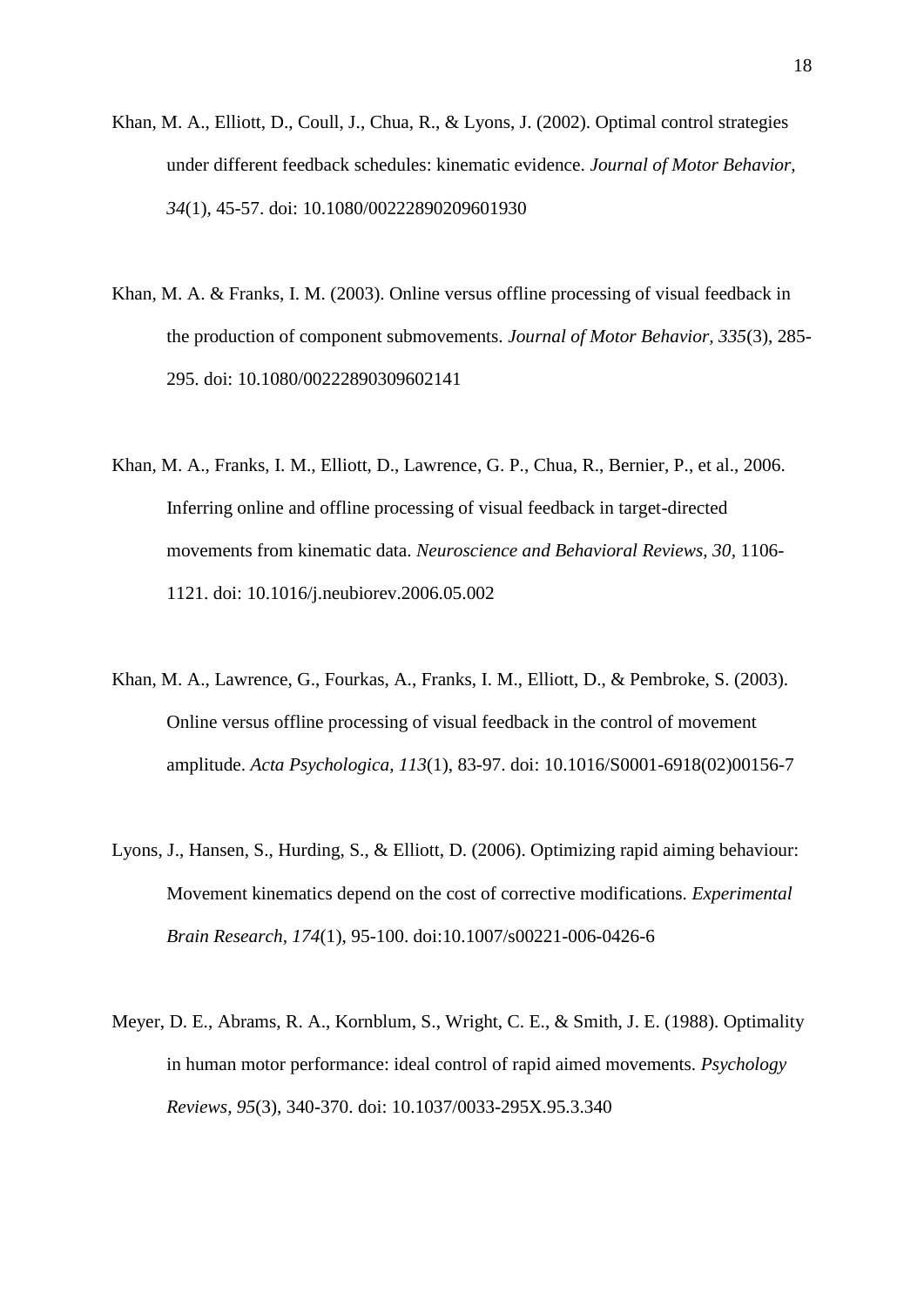Khan, M. A., Elliott, D., Coull, J., Chua, R., & Lyons, J. (2002). Optimal control strategies under different feedback schedules: kinematic evidence. *Journal of Motor Behavior, 34*(1), 45-57. doi: 10.1080/00222890209601930

Khan, M. A. & Franks, I. M. (2003). Online versus offline processing of visual feedback in the production of component submovements. *Journal of Motor Behavior, 335*(3), 285-295. doi: 10.1080/00222890309602141

Khan, M. A., Franks, I. M., Elliott, D., Lawrence, G. P., Chua, R., Bernier, P., et al., 2006. Inferring online and offline processing of visual feedback in target-directed movements from kinematic data. *Neuroscience and Behavioral Reviews, 30*, 1106-1121. doi: 10.1016/j.neubiorev.2006.05.002

Khan, M. A., Lawrence, G., Fourkas, A., Franks, I. M., Elliott, D., & Pembroke, S. (2003). Online versus offline processing of visual feedback in the control of movement amplitude. *Acta Psychologica, 113*(1), 83-97. doi: 10.1016/S0001-6918(02)00156-7

Lyons, J., Hansen, S., Hurding, S., & Elliott, D. (2006). Optimizing rapid aiming behaviour: Movement kinematics depend on the cost of corrective modifications. *Experimental Brain Research, 174*(1), 95-100. doi:10.1007/s00221-006-0426-6

Meyer, D. E., Abrams, R. A., Kornblum, S., Wright, C. E., & Smith, J. E. (1988). Optimality in human motor performance: ideal control of rapid aimed movements. *Psychology Reviews, 95*(3), 340-370. doi: 10.1037/0033-295X.95.3.340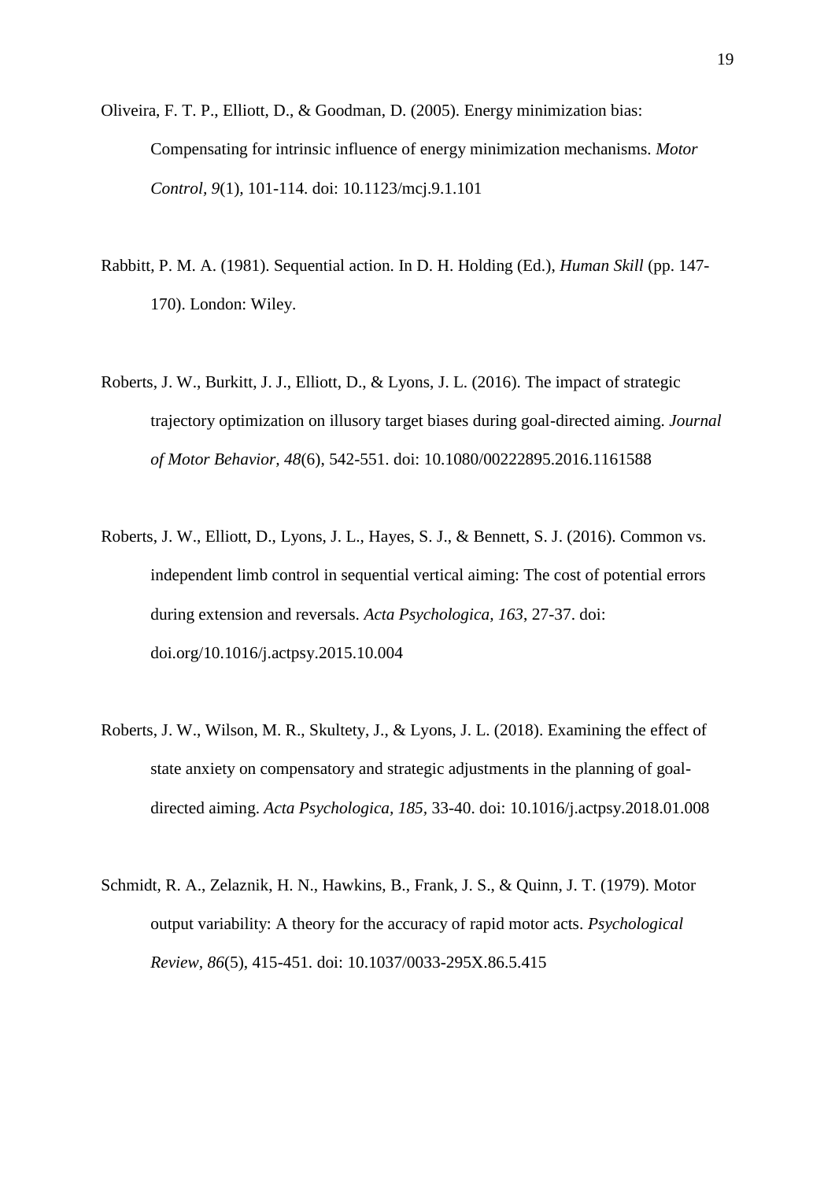Oliveira, F. T. P., Elliott, D., & Goodman, D. (2005). Energy minimization bias: Compensating for intrinsic influence of energy minimization mechanisms. *Motor Control, 9*(1), 101-114. doi: 10.1123/mcj.9.1.101

Rabbitt, P. M. A. (1981). Sequential action. In D. H. Holding (Ed.), *Human Skill* (pp. 147-170). London: Wiley.

Roberts, J. W., Burkitt, J. J., Elliott, D., & Lyons, J. L. (2016). The impact of strategic trajectory optimization on illusory target biases during goal-directed aiming. *Journal of Motor Behavior, 48*(6), 542-551. doi: 10.1080/00222895.2016.1161588

Roberts, J. W., Elliott, D., Lyons, J. L., Hayes, S. J., & Bennett, S. J. (2016). Common vs. independent limb control in sequential vertical aiming: The cost of potential errors during extension and reversals. *Acta Psychologica, 163*, 27-37. doi: doi.org/10.1016/j.actpsy.2015.10.004

Roberts, J. W., Wilson, M. R., Skultety, J., & Lyons, J. L. (2018). Examining the effect of state anxiety on compensatory and strategic adjustments in the planning of goal-directed aiming. *Acta Psychologica, 185,* 33-40. doi: 10.1016/j.actpsy.2018.01.008

Schmidt, R. A., Zelaznik, H. N., Hawkins, B., Frank, J. S., & Quinn, J. T. (1979). Motor output variability: A theory for the accuracy of rapid motor acts. *Psychological Review, 86*(5), 415-451. doi: 10.1037/0033-295X.86.5.415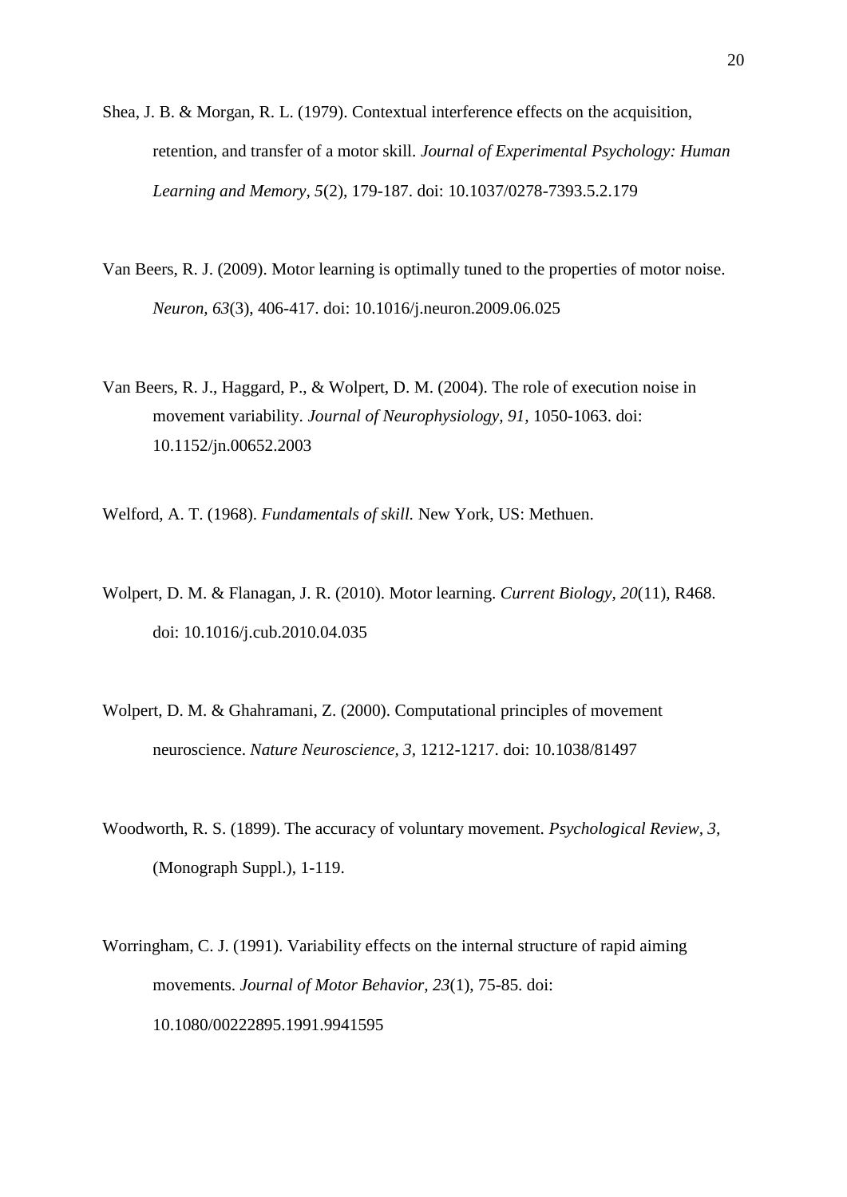Shea, J. B. & Morgan, R. L. (1979). Contextual interference effects on the acquisition, retention, and transfer of a motor skill. *Journal of Experimental Psychology: Human Learning and Memory, 5*(2), 179-187. doi: 10.1037/0278-7393.5.2.179

Van Beers, R. J. (2009). Motor learning is optimally tuned to the properties of motor noise. *Neuron, 63*(3), 406-417. doi: 10.1016/j.neuron.2009.06.025

Van Beers, R. J., Haggard, P., & Wolpert, D. M. (2004). The role of execution noise in movement variability. *Journal of Neurophysiology, 91*, 1050-1063. doi: 10.1152/jn.00652.2003

Welford, A. T. (1968). *Fundamentals of skill.* New York, US: Methuen.

Wolpert, D. M. & Flanagan, J. R. (2010). Motor learning. *Current Biology, 20*(11), R468. doi: 10.1016/j.cub.2010.04.035

Wolpert, D. M. & Ghahramani, Z. (2000). Computational principles of movement neuroscience. *Nature Neuroscience, 3*, 1212-1217. doi: 10.1038/81497

Woodworth, R. S. (1899). The accuracy of voluntary movement. *Psychological Review, 3*, (Monograph Suppl.), 1-119.

Worringham, C. J. (1991). Variability effects on the internal structure of rapid aiming movements. *Journal of Motor Behavior, 23*(1), 75-85. doi: 10.1080/00222895.1991.9941595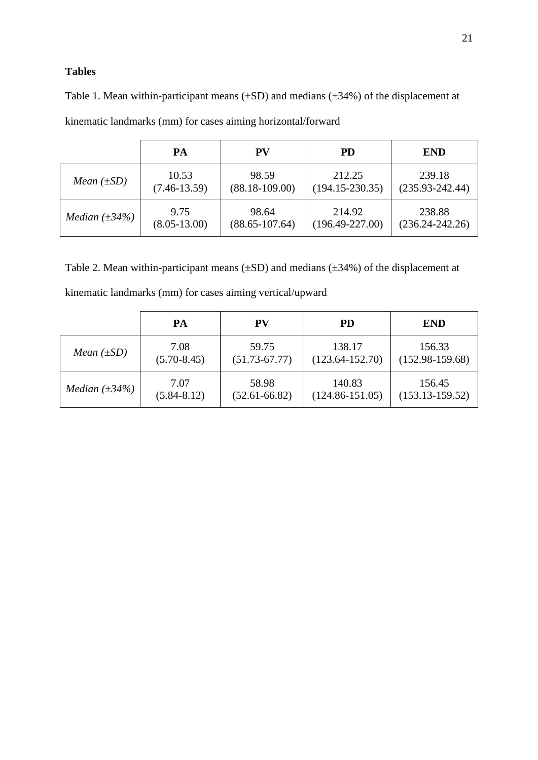**Tables**

Table 1. Mean within-participant means (±SD) and medians (±34%) of the displacement at kinematic landmarks (mm) for cases aiming horizontal/forward

| | **PA** | **PV** | **PD** | **END** |
|---|---|---|---|---|
| *Mean (±SD)* | 10.53 (7.46-13.59) | 98.59 (88.18-109.00) | 212.25 (194.15-230.35) | 239.18 (235.93-242.44) |
| *Median (±34%)* | 9.75 (8.05-13.00) | 98.64 (88.65-107.64) | 214.92 (196.49-227.00) | 238.88 (236.24-242.26) |

Table 2. Mean within-participant means (±SD) and medians (±34%) of the displacement at kinematic landmarks (mm) for cases aiming vertical/upward

| | **PA** | **PV** | **PD** | **END** |
|---|---|---|---|---|
| *Mean (±SD)* | 7.08 (5.70-8.45) | 59.75 (51.73-67.77) | 138.17 (123.64-152.70) | 156.33 (152.98-159.68) |
| *Median (±34%)* | 7.07 (5.84-8.12) | 58.98 (52.61-66.82) | 140.83 (124.86-151.05) | 156.45 (153.13-159.52) |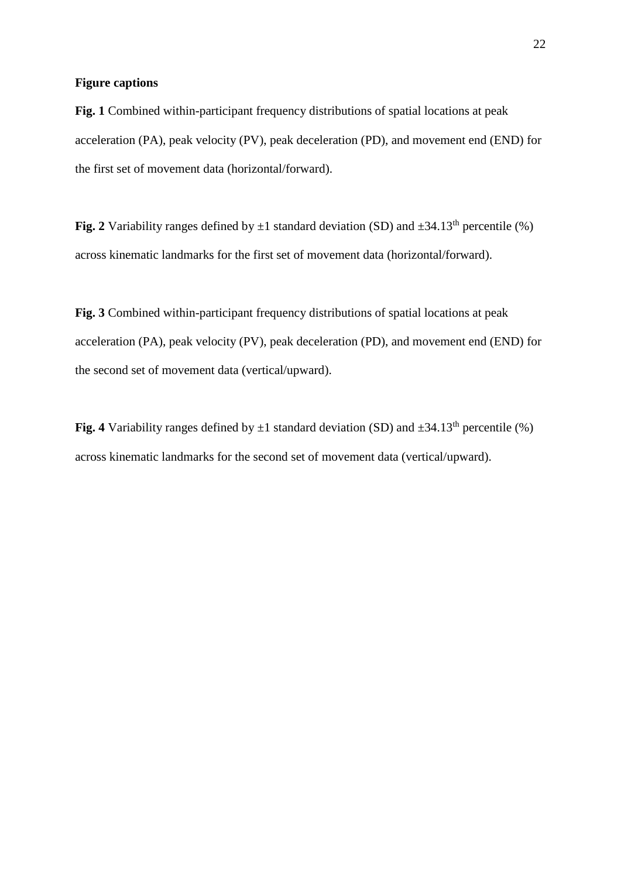**Figure captions**

**Fig. 1** Combined within-participant frequency distributions of spatial locations at peak acceleration (PA), peak velocity (PV), peak deceleration (PD), and movement end (END) for the first set of movement data (horizontal/forward).

**Fig. 2** Variability ranges defined by ±1 standard deviation (SD) and ±34.13$^{th}$ percentile (%) across kinematic landmarks for the first set of movement data (horizontal/forward).

**Fig. 3** Combined within-participant frequency distributions of spatial locations at peak acceleration (PA), peak velocity (PV), peak deceleration (PD), and movement end (END) for the second set of movement data (vertical/upward).

**Fig. 4** Variability ranges defined by ±1 standard deviation (SD) and ±34.13$^{th}$ percentile (%) across kinematic landmarks for the second set of movement data (vertical/upward).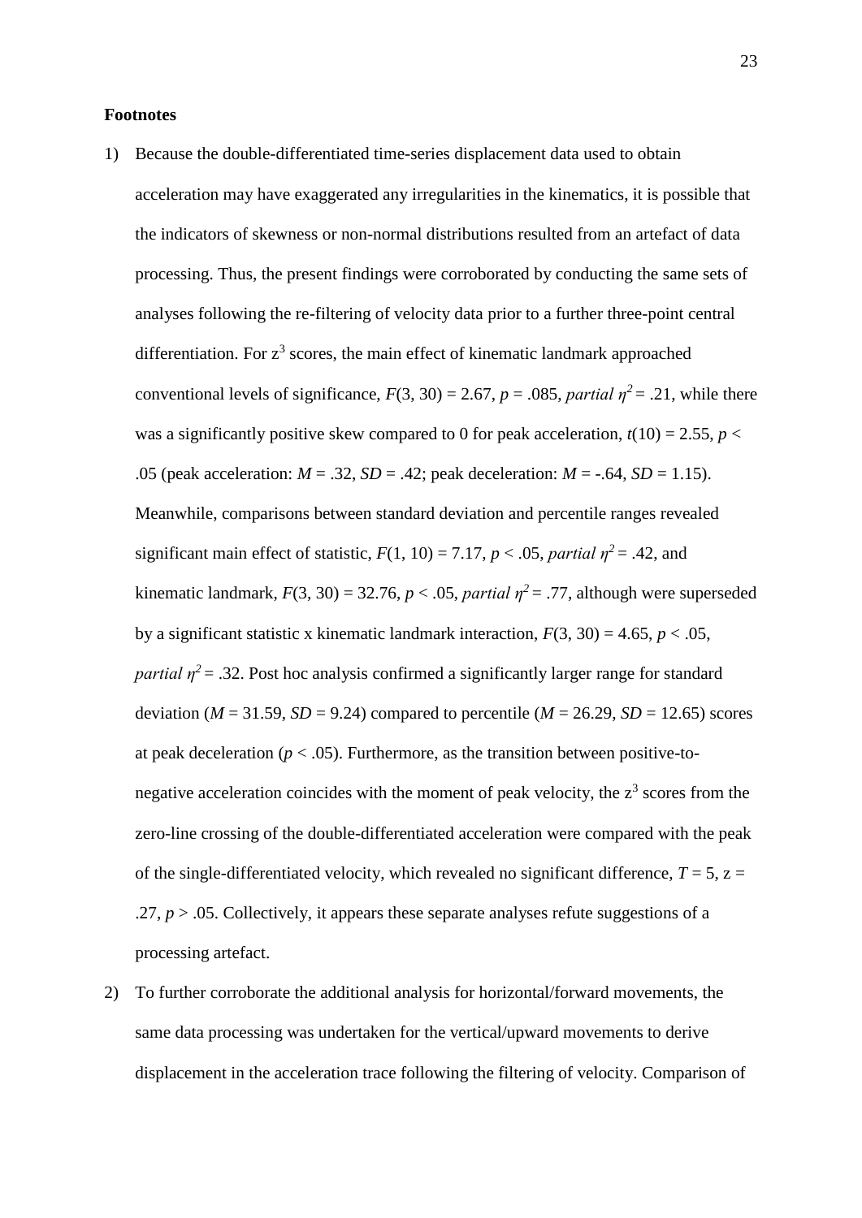**Footnotes**

1) Because the double-differentiated time-series displacement data used to obtain acceleration may have exaggerated any irregularities in the kinematics, it is possible that the indicators of skewness or non-normal distributions resulted from an artefact of data processing. Thus, the present findings were corroborated by conducting the same sets of analyses following the re-filtering of velocity data prior to a further three-point central differentiation. For $z^3$ scores, the main effect of kinematic landmark approached conventional levels of significance, $F(3, 30) = 2.67$, $p = .085$, *partial* $\eta^2 = .21$, while there was a significantly positive skew compared to 0 for peak acceleration, $t(10) = 2.55$, $p < .05$ (peak acceleration: $M = .32$, $SD = .42$; peak deceleration: $M = -.64$, $SD = 1.15$). Meanwhile, comparisons between standard deviation and percentile ranges revealed significant main effect of statistic, $F(1, 10) = 7.17$, $p < .05$, *partial* $\eta^2 = .42$, and kinematic landmark, $F(3, 30) = 32.76$, $p < .05$, *partial* $\eta^2 = .77$, although were superseded by a significant statistic x kinematic landmark interaction, $F(3, 30) = 4.65$, $p < .05$, *partial* $\eta^2 = .32$. Post hoc analysis confirmed a significantly larger range for standard deviation ($M = 31.59$, $SD = 9.24$) compared to percentile ($M = 26.29$, $SD = 12.65$) scores at peak deceleration ($p < .05$). Furthermore, as the transition between positive-to-negative acceleration coincides with the moment of peak velocity, the $z^3$ scores from the zero-line crossing of the double-differentiated acceleration were compared with the peak of the single-differentiated velocity, which revealed no significant difference, $T = 5$, $z = .27$, $p > .05$. Collectively, it appears these separate analyses refute suggestions of a processing artefact.

2) To further corroborate the additional analysis for horizontal/forward movements, the same data processing was undertaken for the vertical/upward movements to derive displacement in the acceleration trace following the filtering of velocity. Comparison of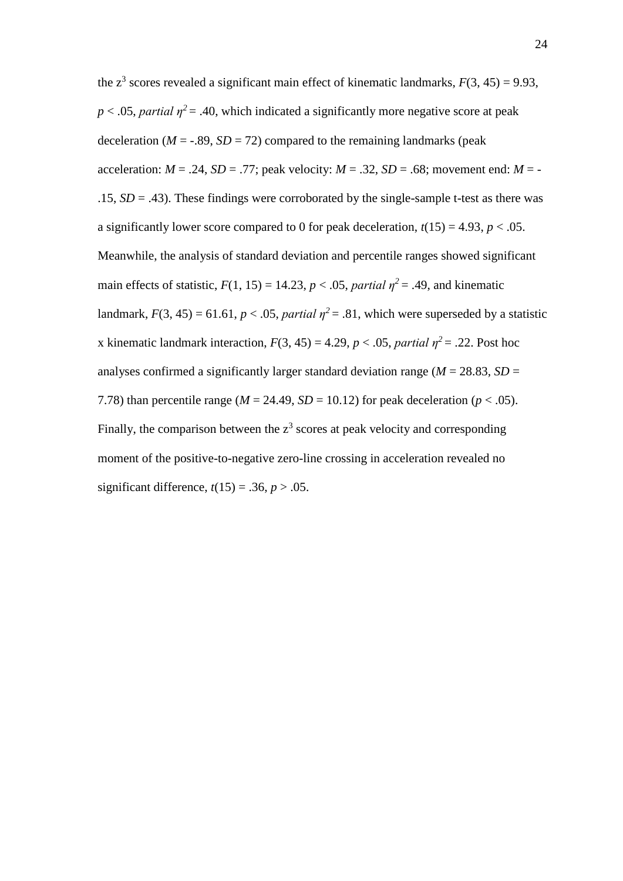the $z^3$ scores revealed a significant main effect of kinematic landmarks, $F(3, 45) = 9.93$, $p < .05$, *partial* $\eta^2 = .40$, which indicated a significantly more negative score at peak deceleration ($M = -.89$, $SD = 72$) compared to the remaining landmarks (peak acceleration: $M = .24$, $SD = .77$; peak velocity: $M = .32$, $SD = .68$; movement end: $M = -.15$, $SD = .43$). These findings were corroborated by the single-sample t-test as there was a significantly lower score compared to 0 for peak deceleration, $t(15) = 4.93$, $p < .05$. Meanwhile, the analysis of standard deviation and percentile ranges showed significant main effects of statistic, $F(1, 15) = 14.23$, $p < .05$, *partial* $\eta^2 = .49$, and kinematic landmark, $F(3, 45) = 61.61$, $p < .05$, *partial* $\eta^2 = .81$, which were superseded by a statistic x kinematic landmark interaction, $F(3, 45) = 4.29$, $p < .05$, *partial* $\eta^2 = .22$. Post hoc analyses confirmed a significantly larger standard deviation range ($M = 28.83$, $SD = 7.78$) than percentile range ($M = 24.49$, $SD = 10.12$) for peak deceleration ($p < .05$). Finally, the comparison between the $z^3$ scores at peak velocity and corresponding moment of the positive-to-negative zero-line crossing in acceleration revealed no significant difference, $t(15) = .36$, $p > .05$.